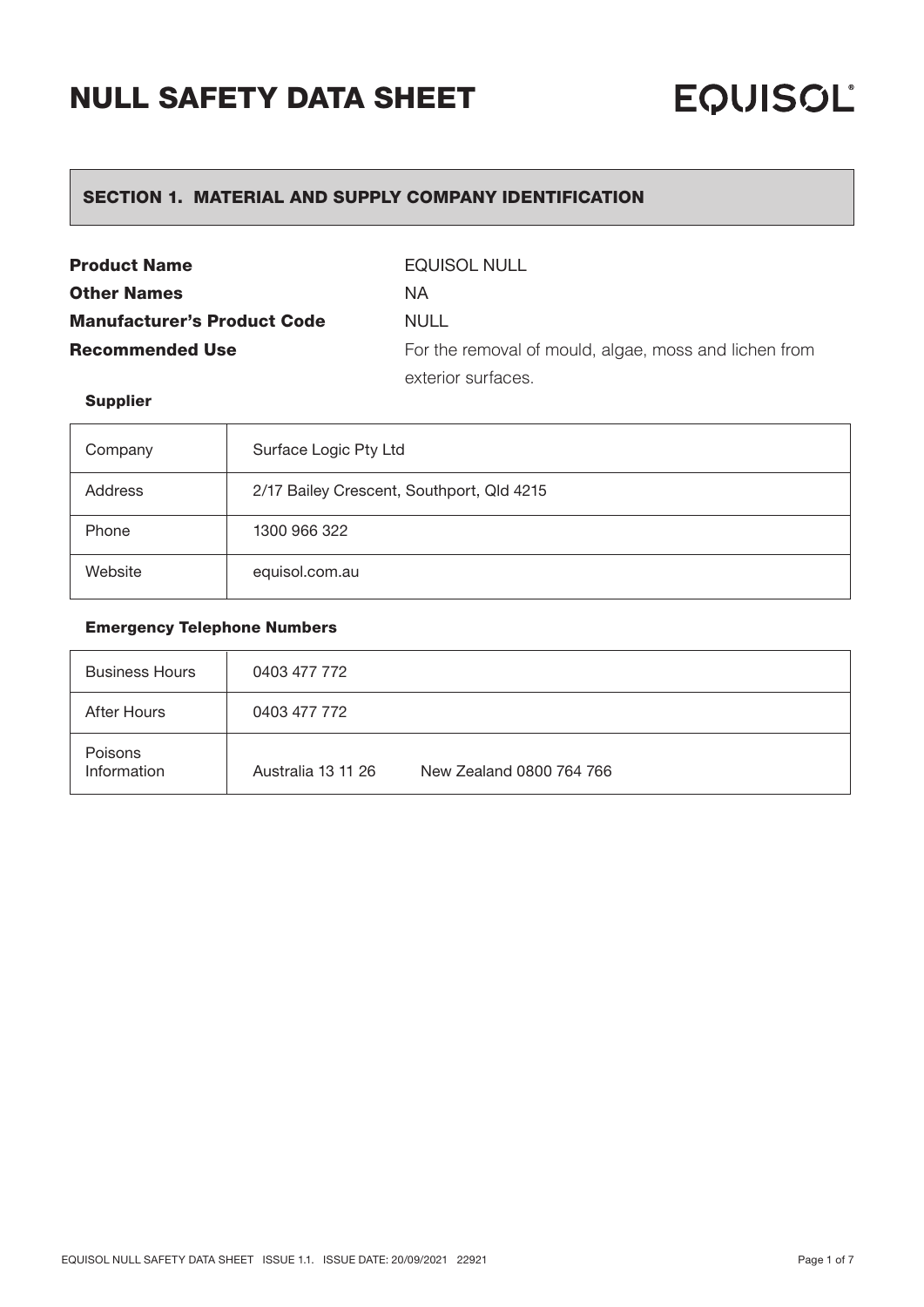# NULL SAFETY DATA SHEET

EQUISOL®

## SECTION 1. MATERIAL AND SUPPLY COMPANY IDENTIFICATION

**Product Name** EQUISOL NULL

**Other Names** NA

**Manufacturer's Product Code** NULL

**Recommended Use** For the removal of mould, algae, moss and lichen from exterior surfaces.

### Supplier

| | |
|---|---|
| Company | Surface Logic Pty Ltd |
| Address | 2/17 Bailey Crescent, Southport, Qld 4215 |
| Phone | 1300 966 322 |
| Website | equisol.com.au |

### Emergency Telephone Numbers

| | |
|---|---|
| Business Hours | 0403 477 772 |
| After Hours | 0403 477 772 |
| Poisons Information | Australia 13 11 26 New Zealand 0800 764 766 |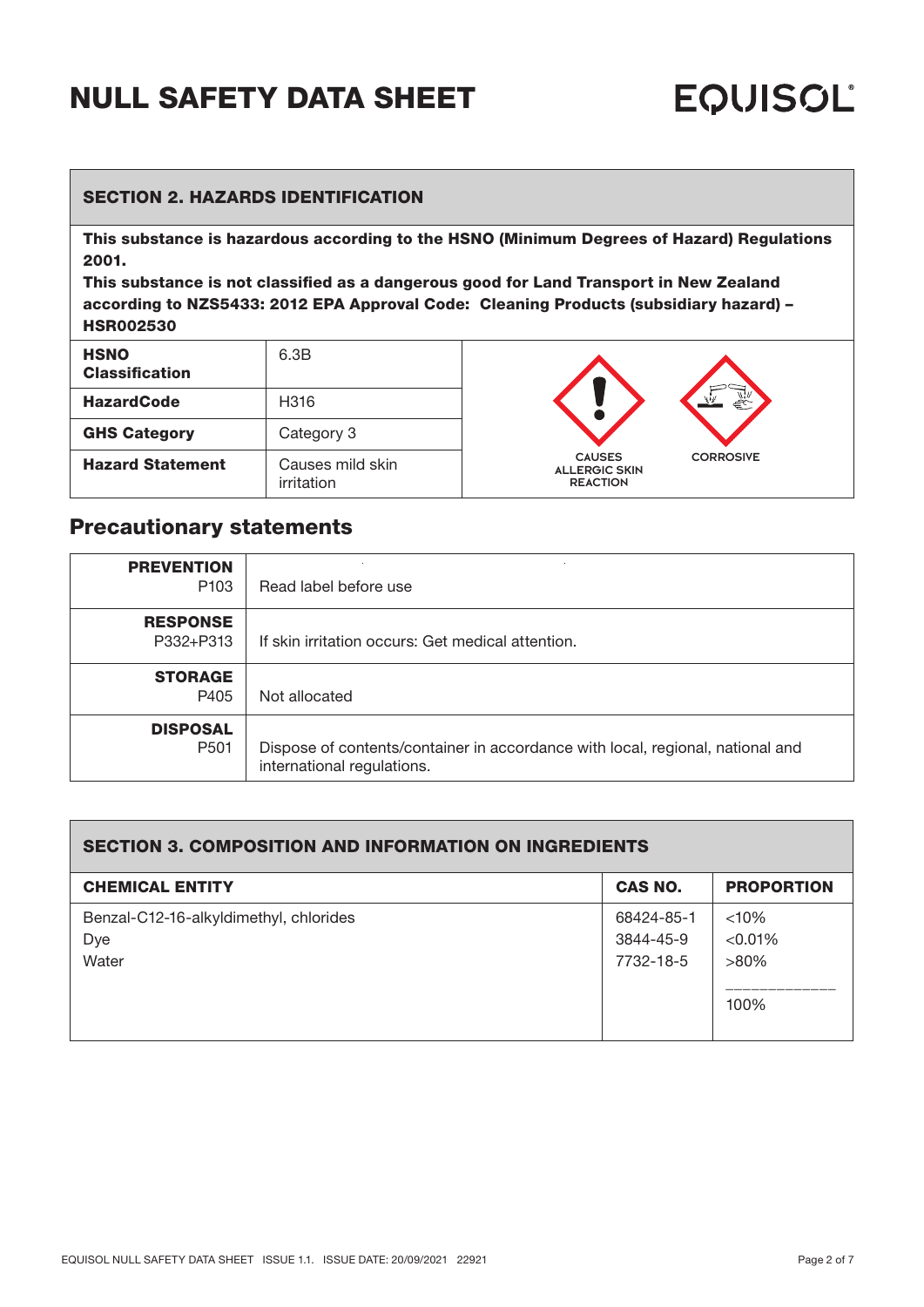# NULL SAFETY DATA SHEET

EQUISOL®

## SECTION 2. HAZARDS IDENTIFICATION

**This substance is hazardous according to the HSNO (Minimum Degrees of Hazard) Regulations 2001.**

**This substance is not classified as a dangerous good for Land Transport in New Zealand according to NZS5433: 2012 EPA Approval Code: Cleaning Products (subsidiary hazard) – HSR002530**

| | |
|---|---|
| **HSNO Classification** | 6.3B |
| **HazardCode** | H316 |
| **GHS Category** | Category 3 |
| **Hazard Statement** | Causes mild skin irritation |

CAUSES ALLERGIC SKIN REACTION

CORROSIVE

## Precautionary statements

| | |
|---|---|
| **PREVENTION** P103 | Read label before use |
| **RESPONSE** P332+P313 | If skin irritation occurs: Get medical attention. |
| **STORAGE** P405 | Not allocated |
| **DISPOSAL** P501 | Dispose of contents/container in accordance with local, regional, national and international regulations. |

## SECTION 3. COMPOSITION AND INFORMATION ON INGREDIENTS

| CHEMICAL ENTITY | CAS NO. | PROPORTION |
|---|---|---|
| Benzal-C12-16-alkyldimethyl, chlorides | 68424-85-1 | <10% |
| Dye | 3844-45-9 | <0.01% |
| Water | 7732-18-5 | >80% |
| | | 100% |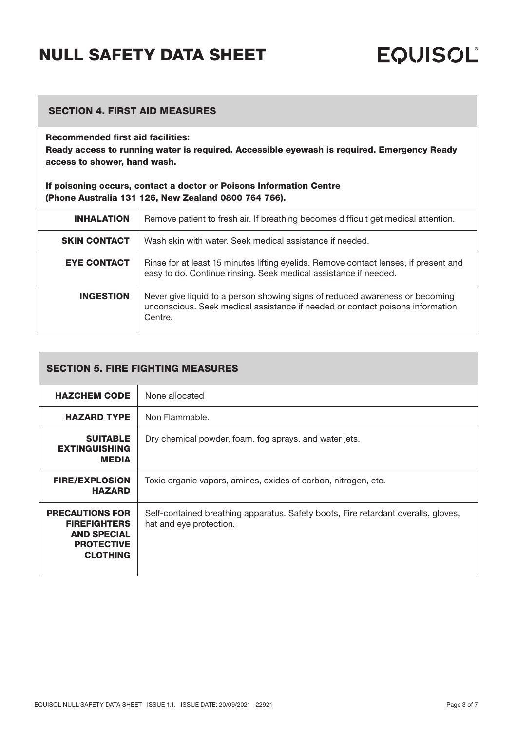## SECTION 4. FIRST AID MEASURES

**Recommended first aid facilities:**
**Ready access to running water is required. Accessible eyewash is required. Emergency Ready access to shower, hand wash.**

**If poisoning occurs, contact a doctor or Poisons Information Centre (Phone Australia 131 126, New Zealand 0800 764 766).**

| | |
|---|---|
| **INHALATION** | Remove patient to fresh air. If breathing becomes difficult get medical attention. |
| **SKIN CONTACT** | Wash skin with water. Seek medical assistance if needed. |
| **EYE CONTACT** | Rinse for at least 15 minutes lifting eyelids. Remove contact lenses, if present and easy to do. Continue rinsing. Seek medical assistance if needed. |
| **INGESTION** | Never give liquid to a person showing signs of reduced awareness or becoming unconscious. Seek medical assistance if needed or contact poisons information Centre. |

## SECTION 5. FIRE FIGHTING MEASURES

| | |
|---|---|
| **HAZCHEM CODE** | None allocated |
| **HAZARD TYPE** | Non Flammable. |
| **SUITABLE EXTINGUISHING MEDIA** | Dry chemical powder, foam, fog sprays, and water jets. |
| **FIRE/EXPLOSION HAZARD** | Toxic organic vapors, amines, oxides of carbon, nitrogen, etc. |
| **PRECAUTIONS FOR FIREFIGHTERS AND SPECIAL PROTECTIVE CLOTHING** | Self-contained breathing apparatus. Safety boots, Fire retardant overalls, gloves, hat and eye protection. |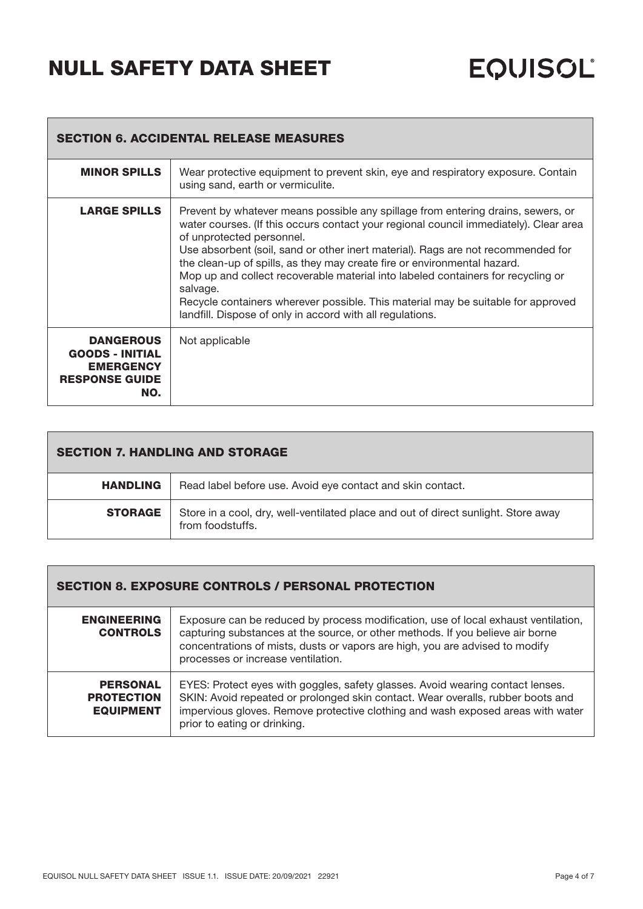## SECTION 6. ACCIDENTAL RELEASE MEASURES

| | |
|---|---|
| **MINOR SPILLS** | Wear protective equipment to prevent skin, eye and respiratory exposure. Contain using sand, earth or vermiculite. |
| **LARGE SPILLS** | Prevent by whatever means possible any spillage from entering drains, sewers, or water courses. (If this occurs contact your regional council immediately). Clear area of unprotected personnel.<br>Use absorbent (soil, sand or other inert material). Rags are not recommended for the clean-up of spills, as they may create fire or environmental hazard.<br>Mop up and collect recoverable material into labeled containers for recycling or salvage.<br>Recycle containers wherever possible. This material may be suitable for approved landfill. Dispose of only in accord with all regulations. |
| **DANGEROUS GOODS - INITIAL EMERGENCY RESPONSE GUIDE NO.** | Not applicable |

## SECTION 7. HANDLING AND STORAGE

| | |
|---|---|
| **HANDLING** | Read label before use. Avoid eye contact and skin contact. |
| **STORAGE** | Store in a cool, dry, well-ventilated place and out of direct sunlight. Store away from foodstuffs. |

## SECTION 8. EXPOSURE CONTROLS / PERSONAL PROTECTION

| | |
|---|---|
| **ENGINEERING CONTROLS** | Exposure can be reduced by process modification, use of local exhaust ventilation, capturing substances at the source, or other methods. If you believe air borne concentrations of mists, dusts or vapors are high, you are advised to modify processes or increase ventilation. |
| **PERSONAL PROTECTION EQUIPMENT** | EYES: Protect eyes with goggles, safety glasses. Avoid wearing contact lenses.<br>SKIN: Avoid repeated or prolonged skin contact. Wear overalls, rubber boots and impervious gloves. Remove protective clothing and wash exposed areas with water prior to eating or drinking. |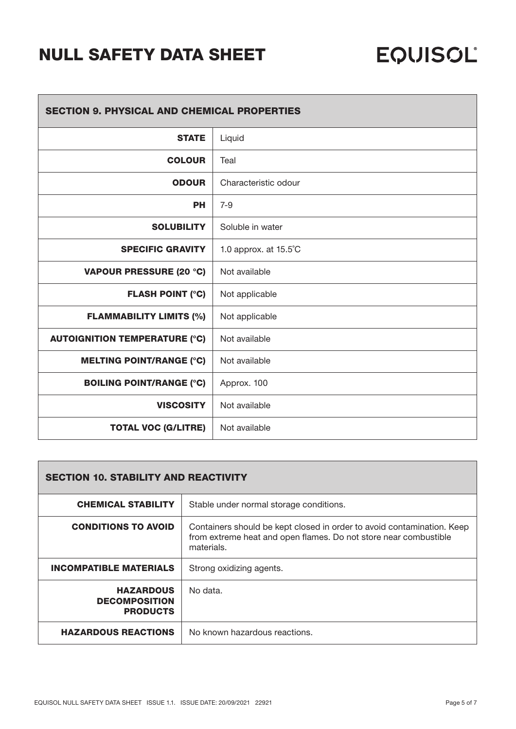| SECTION 9. PHYSICAL AND CHEMICAL PROPERTIES | |
|---|---|
| **STATE** | Liquid |
| **COLOUR** | Teal |
| **ODOUR** | Characteristic odour |
| **PH** | 7-9 |
| **SOLUBILITY** | Soluble in water |
| **SPECIFIC GRAVITY** | 1.0 approx. at 15.5˚C |
| **VAPOUR PRESSURE (20 °C)** | Not available |
| **FLASH POINT (°C)** | Not applicable |
| **FLAMMABILITY LIMITS (%)** | Not applicable |
| **AUTOIGNITION TEMPERATURE (°C)** | Not available |
| **MELTING POINT/RANGE (°C)** | Not available |
| **BOILING POINT/RANGE (°C)** | Approx. 100 |
| **VISCOSITY** | Not available |
| **TOTAL VOC (G/LITRE)** | Not available |

| SECTION 10. STABILITY AND REACTIVITY | |
|---|---|
| **CHEMICAL STABILITY** | Stable under normal storage conditions. |
| **CONDITIONS TO AVOID** | Containers should be kept closed in order to avoid contamination. Keep from extreme heat and open flames. Do not store near combustible materials. |
| **INCOMPATIBLE MATERIALS** | Strong oxidizing agents. |
| **HAZARDOUS DECOMPOSITION PRODUCTS** | No data. |
| **HAZARDOUS REACTIONS** | No known hazardous reactions. |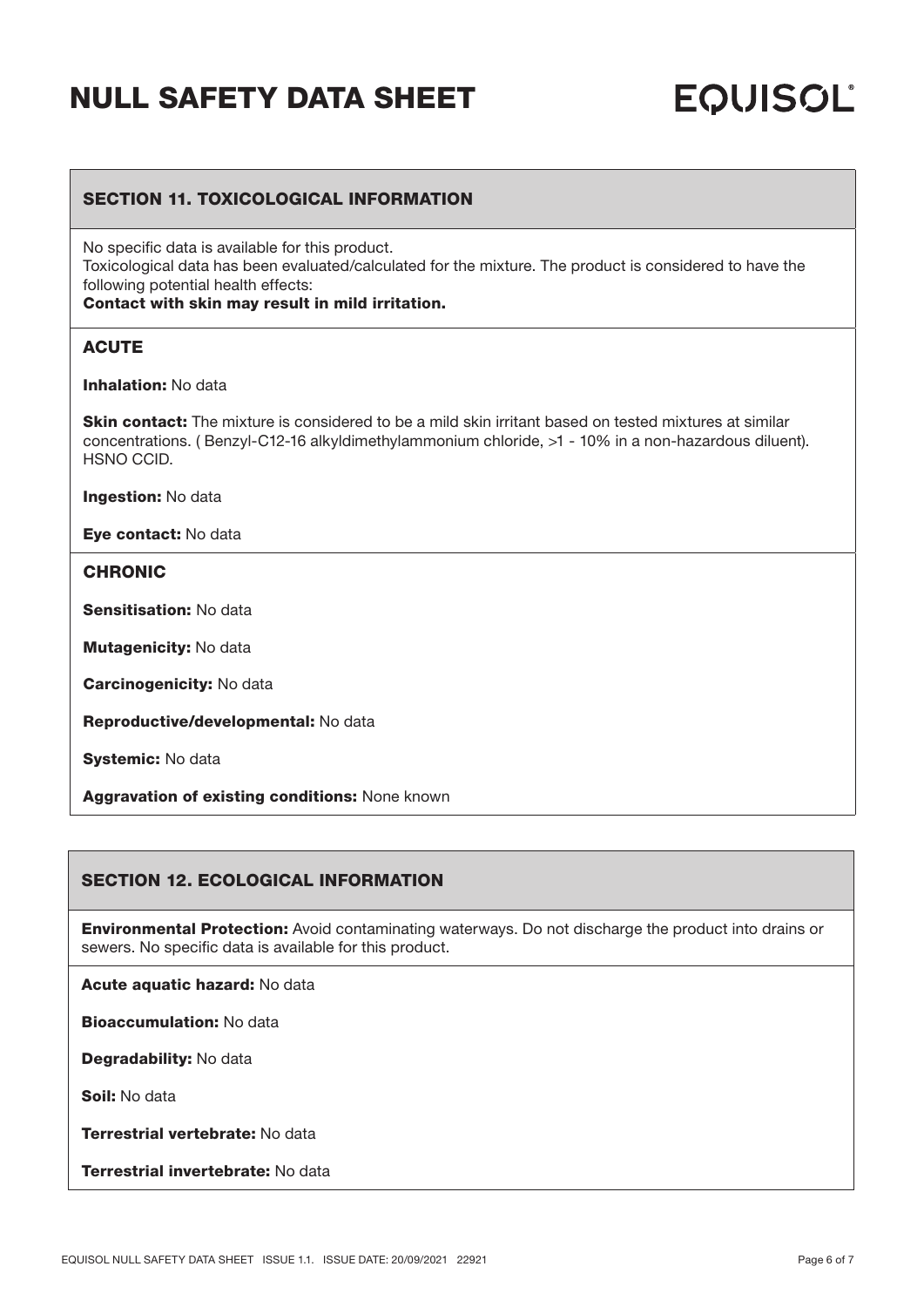## SECTION 11. TOXICOLOGICAL INFORMATION

No specific data is available for this product.
Toxicological data has been evaluated/calculated for the mixture. The product is considered to have the following potential health effects:
**Contact with skin may result in mild irritation.**

### ACUTE

**Inhalation:** No data

**Skin contact:** The mixture is considered to be a mild skin irritant based on tested mixtures at similar concentrations. ( Benzyl-C12-16 alkyldimethylammonium chloride, >1 - 10% in a non-hazardous diluent). HSNO CCID.

**Ingestion:** No data

**Eye contact:** No data

### CHRONIC

**Sensitisation:** No data

**Mutagenicity:** No data

**Carcinogenicity:** No data

**Reproductive/developmental:** No data

**Systemic:** No data

**Aggravation of existing conditions:** None known

## SECTION 12. ECOLOGICAL INFORMATION

**Environmental Protection:** Avoid contaminating waterways. Do not discharge the product into drains or sewers. No specific data is available for this product.

**Acute aquatic hazard:** No data

**Bioaccumulation:** No data

**Degradability:** No data

**Soil:** No data

**Terrestrial vertebrate:** No data

**Terrestrial invertebrate:** No data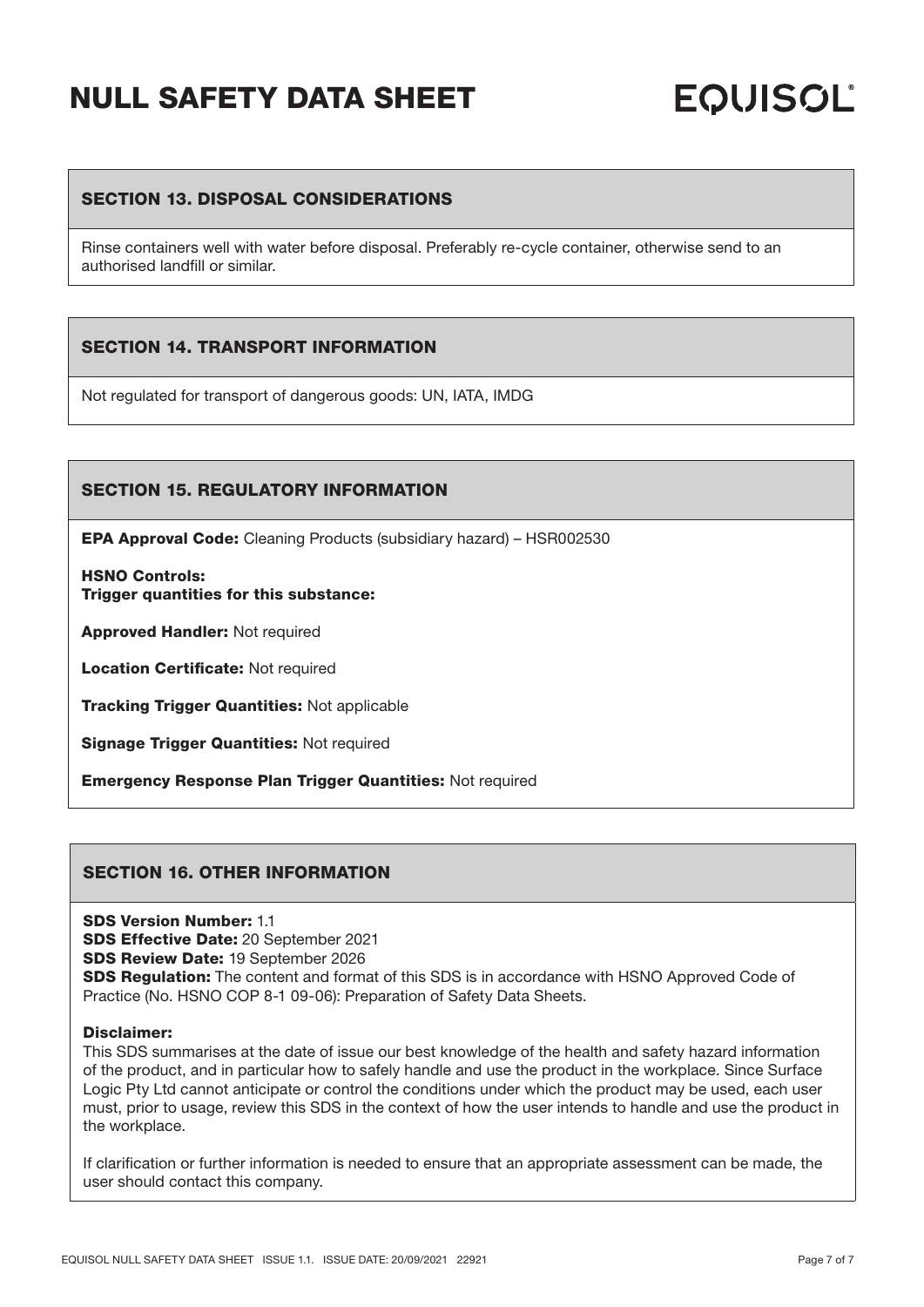## SECTION 13. DISPOSAL CONSIDERATIONS

Rinse containers well with water before disposal. Preferably re-cycle container, otherwise send to an authorised landfill or similar.

## SECTION 14. TRANSPORT INFORMATION

Not regulated for transport of dangerous goods: UN, IATA, IMDG

## SECTION 15. REGULATORY INFORMATION

**EPA Approval Code:** Cleaning Products (subsidiary hazard) – HSR002530

**HSNO Controls:**
**Trigger quantities for this substance:**

**Approved Handler:** Not required

**Location Certificate:** Not required

**Tracking Trigger Quantities:** Not applicable

**Signage Trigger Quantities:** Not required

**Emergency Response Plan Trigger Quantities:** Not required

## SECTION 16. OTHER INFORMATION

**SDS Version Number:** 1.1
**SDS Effective Date:** 20 September 2021
**SDS Review Date:** 19 September 2026
**SDS Regulation:** The content and format of this SDS is in accordance with HSNO Approved Code of Practice (No. HSNO COP 8-1 09-06): Preparation of Safety Data Sheets.

**Disclaimer:**
This SDS summarises at the date of issue our best knowledge of the health and safety hazard information of the product, and in particular how to safely handle and use the product in the workplace. Since Surface Logic Pty Ltd cannot anticipate or control the conditions under which the product may be used, each user must, prior to usage, review this SDS in the context of how the user intends to handle and use the product in the workplace.

If clarification or further information is needed to ensure that an appropriate assessment can be made, the user should contact this company.